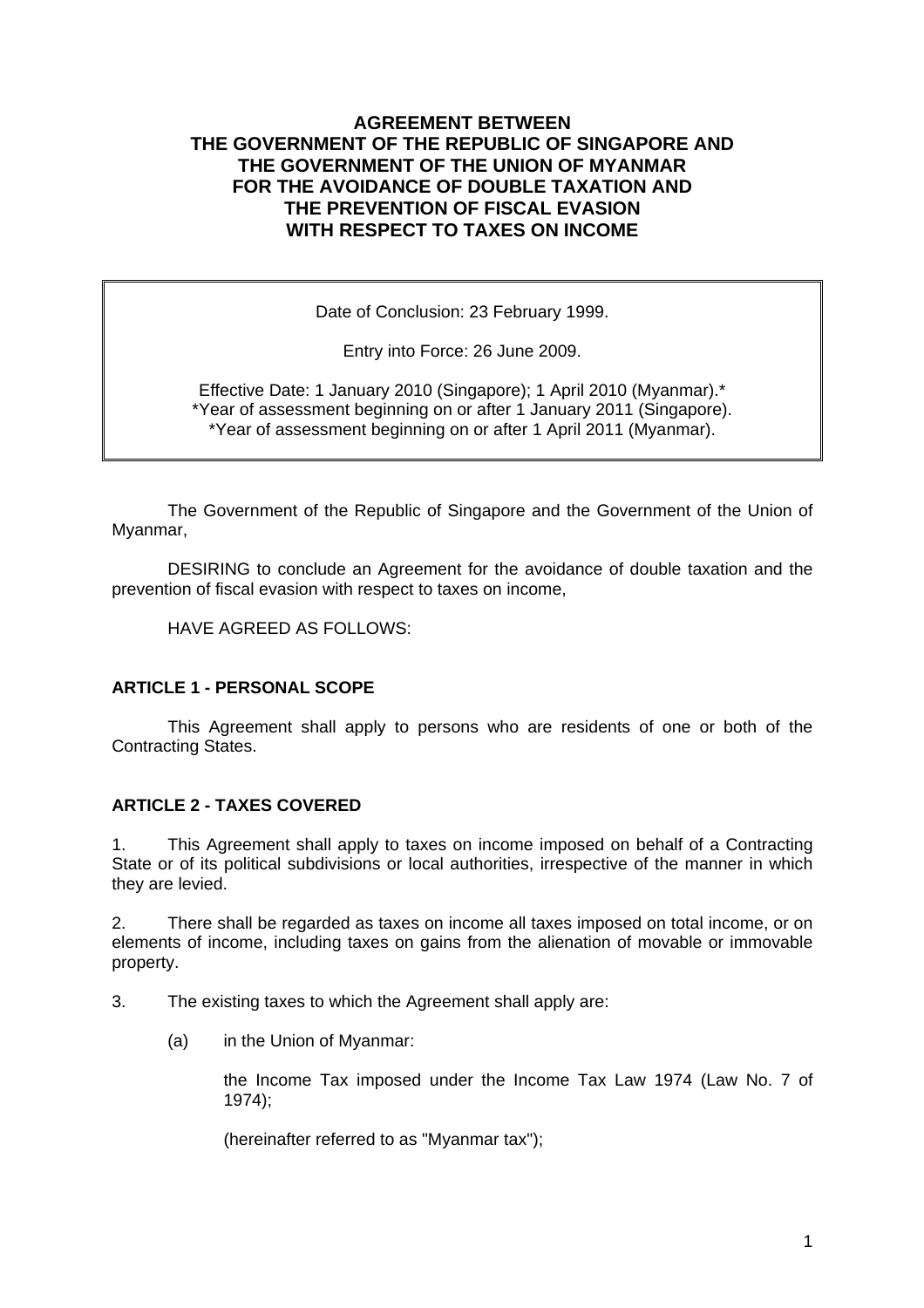# AGREEMENT BETWEEN THE GOVERNMENT OF THE REPUBLIC OF SINGAPORE AND THE GOVERNMENT OF THE UNION OF MYANMAR FOR THE AVOIDANCE OF DOUBLE TAXATION AND THE PREVENTION OF FISCAL EVASION WITH RESPECT TO TAXES ON INCOME

Date of Conclusion: 23 February 1999.

Entry into Force: 26 June 2009.

Effective Date: 1 January 2010 (Singapore); 1 April 2010 (Myanmar).*
*Year of assessment beginning on or after 1 January 2011 (Singapore).
*Year of assessment beginning on or after 1 April 2011 (Myanmar).

The Government of the Republic of Singapore and the Government of the Union of Myanmar,

DESIRING to conclude an Agreement for the avoidance of double taxation and the prevention of fiscal evasion with respect to taxes on income,

HAVE AGREED AS FOLLOWS:

## ARTICLE 1 - PERSONAL SCOPE

This Agreement shall apply to persons who are residents of one or both of the Contracting States.

## ARTICLE 2 - TAXES COVERED

1. This Agreement shall apply to taxes on income imposed on behalf of a Contracting State or of its political subdivisions or local authorities, irrespective of the manner in which they are levied.

2. There shall be regarded as taxes on income all taxes imposed on total income, or on elements of income, including taxes on gains from the alienation of movable or immovable property.

3. The existing taxes to which the Agreement shall apply are:

   (a) in the Union of Myanmar:

   the Income Tax imposed under the Income Tax Law 1974 (Law No. 7 of 1974);

   (hereinafter referred to as "Myanmar tax");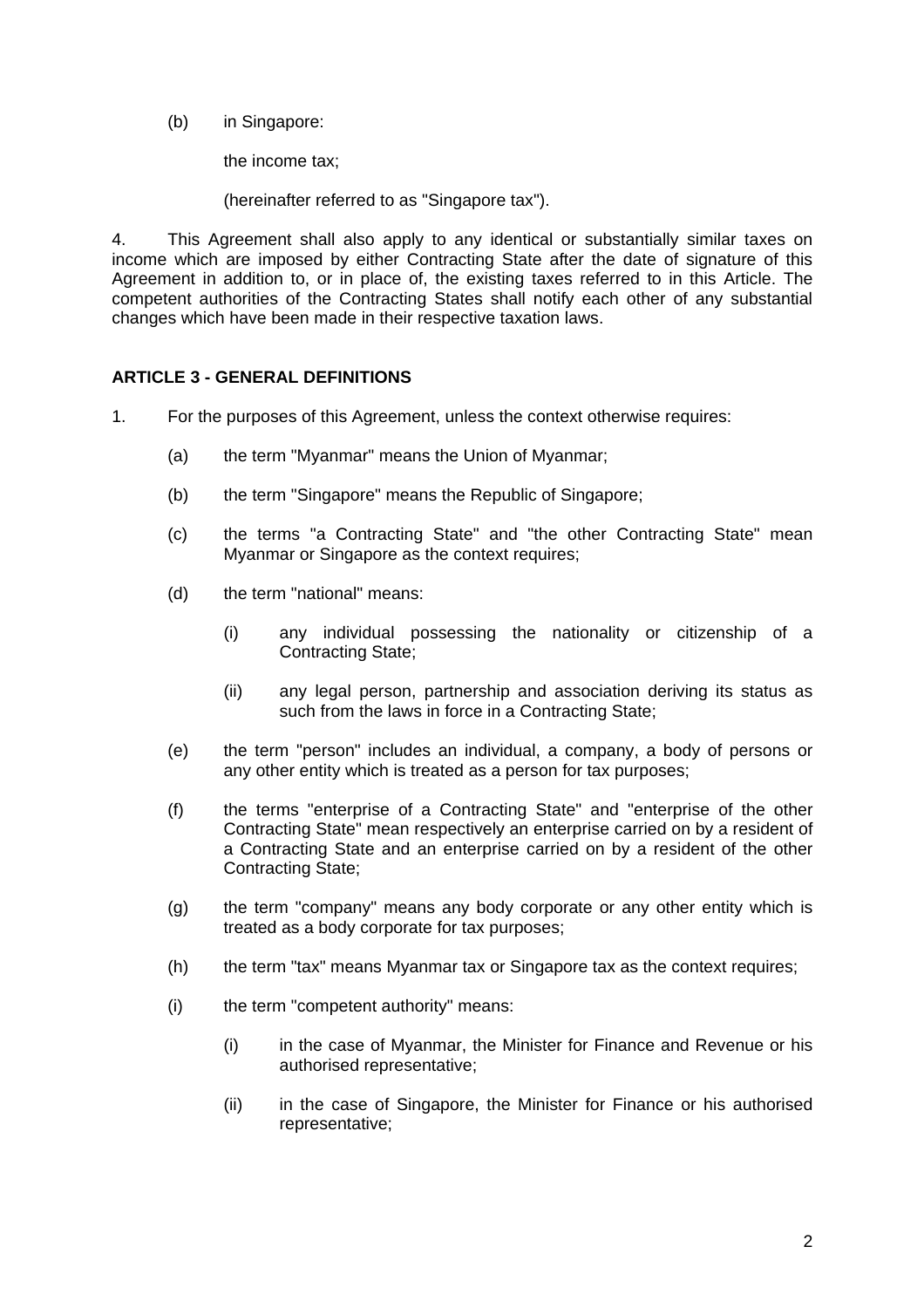(b) in Singapore:

the income tax;

(hereinafter referred to as "Singapore tax").

4. This Agreement shall also apply to any identical or substantially similar taxes on income which are imposed by either Contracting State after the date of signature of this Agreement in addition to, or in place of, the existing taxes referred to in this Article. The competent authorities of the Contracting States shall notify each other of any substantial changes which have been made in their respective taxation laws.

## ARTICLE 3 - GENERAL DEFINITIONS

1. For the purposes of this Agreement, unless the context otherwise requires:

   (a) the term "Myanmar" means the Union of Myanmar;

   (b) the term "Singapore" means the Republic of Singapore;

   (c) the terms "a Contracting State" and "the other Contracting State" mean Myanmar or Singapore as the context requires;

   (d) the term "national" means:

      (i) any individual possessing the nationality or citizenship of a Contracting State;

      (ii) any legal person, partnership and association deriving its status as such from the laws in force in a Contracting State;

   (e) the term "person" includes an individual, a company, a body of persons or any other entity which is treated as a person for tax purposes;

   (f) the terms "enterprise of a Contracting State" and "enterprise of the other Contracting State" mean respectively an enterprise carried on by a resident of a Contracting State and an enterprise carried on by a resident of the other Contracting State;

   (g) the term "company" means any body corporate or any other entity which is treated as a body corporate for tax purposes;

   (h) the term "tax" means Myanmar tax or Singapore tax as the context requires;

   (i) the term "competent authority" means:

      (i) in the case of Myanmar, the Minister for Finance and Revenue or his authorised representative;

      (ii) in the case of Singapore, the Minister for Finance or his authorised representative;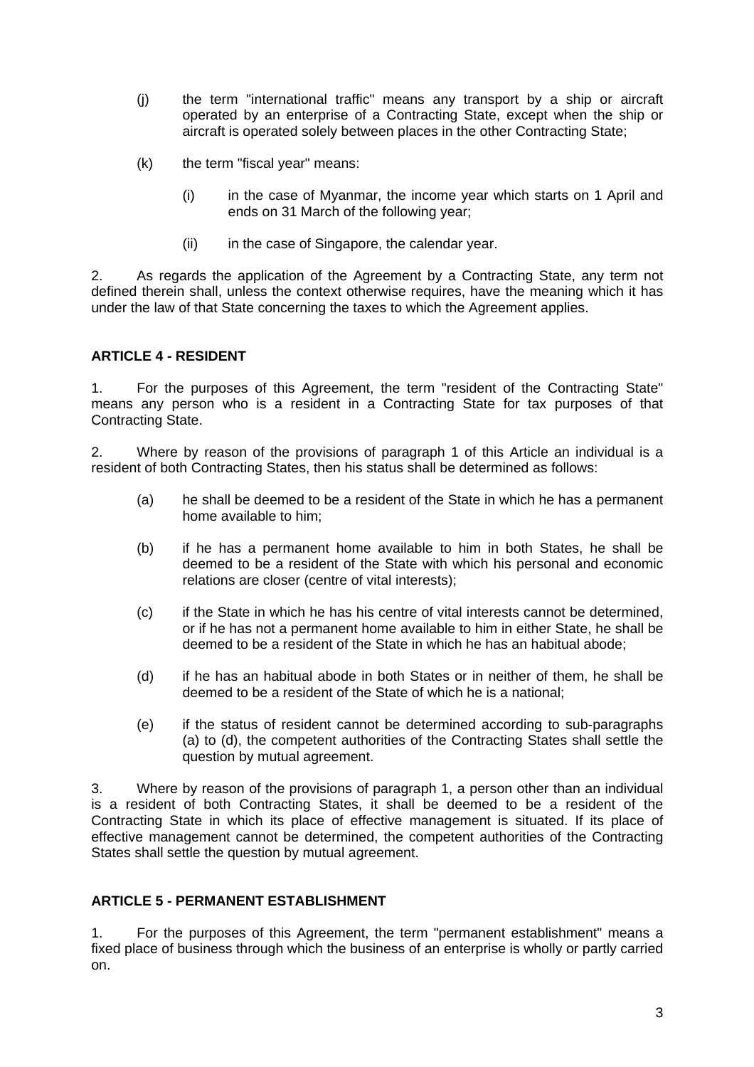(j) the term "international traffic" means any transport by a ship or aircraft operated by an enterprise of a Contracting State, except when the ship or aircraft is operated solely between places in the other Contracting State;

(k) the term "fiscal year" means:

  (i) in the case of Myanmar, the income year which starts on 1 April and ends on 31 March of the following year;

  (ii) in the case of Singapore, the calendar year.

2. As regards the application of the Agreement by a Contracting State, any term not defined therein shall, unless the context otherwise requires, have the meaning which it has under the law of that State concerning the taxes to which the Agreement applies.

**ARTICLE 4 - RESIDENT**

1. For the purposes of this Agreement, the term "resident of the Contracting State" means any person who is a resident in a Contracting State for tax purposes of that Contracting State.

2. Where by reason of the provisions of paragraph 1 of this Article an individual is a resident of both Contracting States, then his status shall be determined as follows:

(a) he shall be deemed to be a resident of the State in which he has a permanent home available to him;

(b) if he has a permanent home available to him in both States, he shall be deemed to be a resident of the State with which his personal and economic relations are closer (centre of vital interests);

(c) if the State in which he has his centre of vital interests cannot be determined, or if he has not a permanent home available to him in either State, he shall be deemed to be a resident of the State in which he has an habitual abode;

(d) if he has an habitual abode in both States or in neither of them, he shall be deemed to be a resident of the State of which he is a national;

(e) if the status of resident cannot be determined according to sub-paragraphs (a) to (d), the competent authorities of the Contracting States shall settle the question by mutual agreement.

3. Where by reason of the provisions of paragraph 1, a person other than an individual is a resident of both Contracting States, it shall be deemed to be a resident of the Contracting State in which its place of effective management is situated. If its place of effective management cannot be determined, the competent authorities of the Contracting States shall settle the question by mutual agreement.

**ARTICLE 5 - PERMANENT ESTABLISHMENT**

1. For the purposes of this Agreement, the term "permanent establishment" means a fixed place of business through which the business of an enterprise is wholly or partly carried on.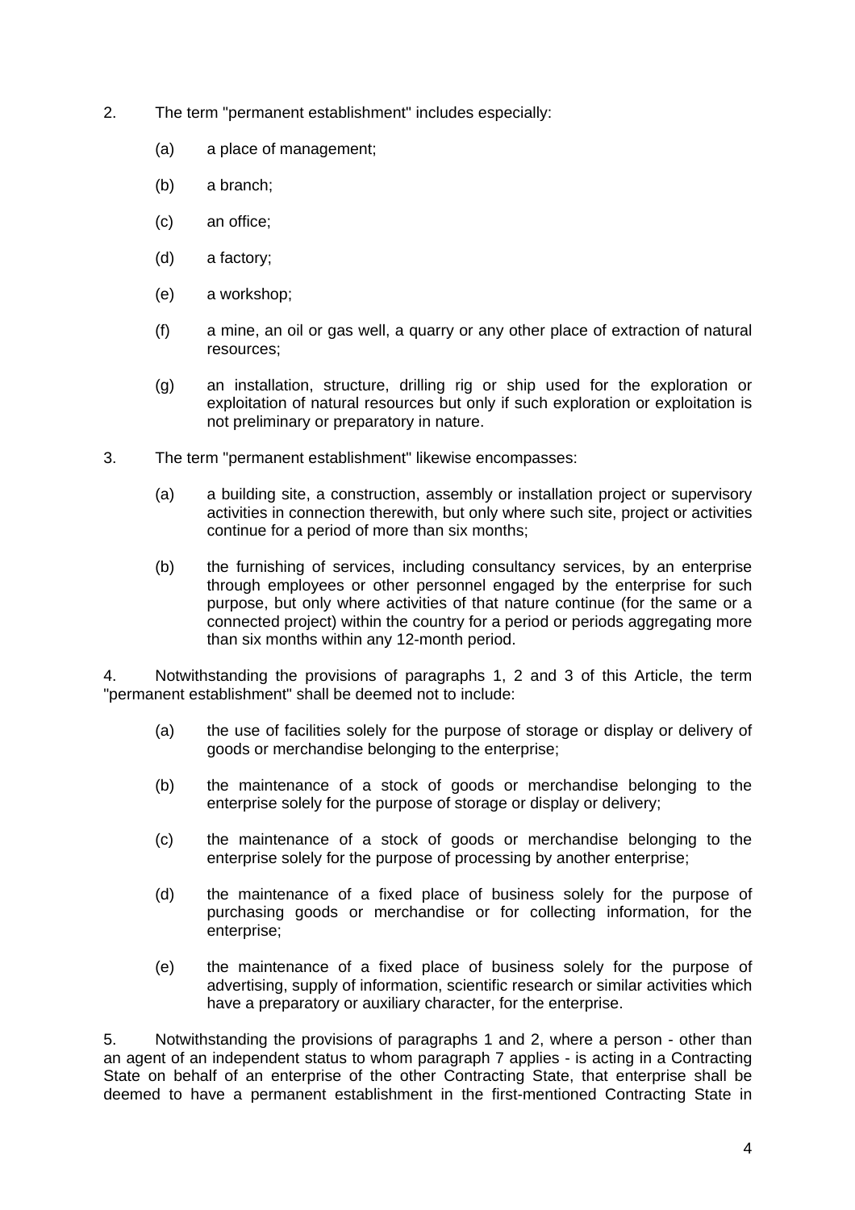2. The term "permanent establishment" includes especially:

(a) a place of management;

(b) a branch;

(c) an office;

(d) a factory;

(e) a workshop;

(f) a mine, an oil or gas well, a quarry or any other place of extraction of natural resources;

(g) an installation, structure, drilling rig or ship used for the exploration or exploitation of natural resources but only if such exploration or exploitation is not preliminary or preparatory in nature.

3. The term "permanent establishment" likewise encompasses:

(a) a building site, a construction, assembly or installation project or supervisory activities in connection therewith, but only where such site, project or activities continue for a period of more than six months;

(b) the furnishing of services, including consultancy services, by an enterprise through employees or other personnel engaged by the enterprise for such purpose, but only where activities of that nature continue (for the same or a connected project) within the country for a period or periods aggregating more than six months within any 12-month period.

4. Notwithstanding the provisions of paragraphs 1, 2 and 3 of this Article, the term "permanent establishment" shall be deemed not to include:

(a) the use of facilities solely for the purpose of storage or display or delivery of goods or merchandise belonging to the enterprise;

(b) the maintenance of a stock of goods or merchandise belonging to the enterprise solely for the purpose of storage or display or delivery;

(c) the maintenance of a stock of goods or merchandise belonging to the enterprise solely for the purpose of processing by another enterprise;

(d) the maintenance of a fixed place of business solely for the purpose of purchasing goods or merchandise or for collecting information, for the enterprise;

(e) the maintenance of a fixed place of business solely for the purpose of advertising, supply of information, scientific research or similar activities which have a preparatory or auxiliary character, for the enterprise.

5. Notwithstanding the provisions of paragraphs 1 and 2, where a person - other than an agent of an independent status to whom paragraph 7 applies - is acting in a Contracting State on behalf of an enterprise of the other Contracting State, that enterprise shall be deemed to have a permanent establishment in the first-mentioned Contracting State in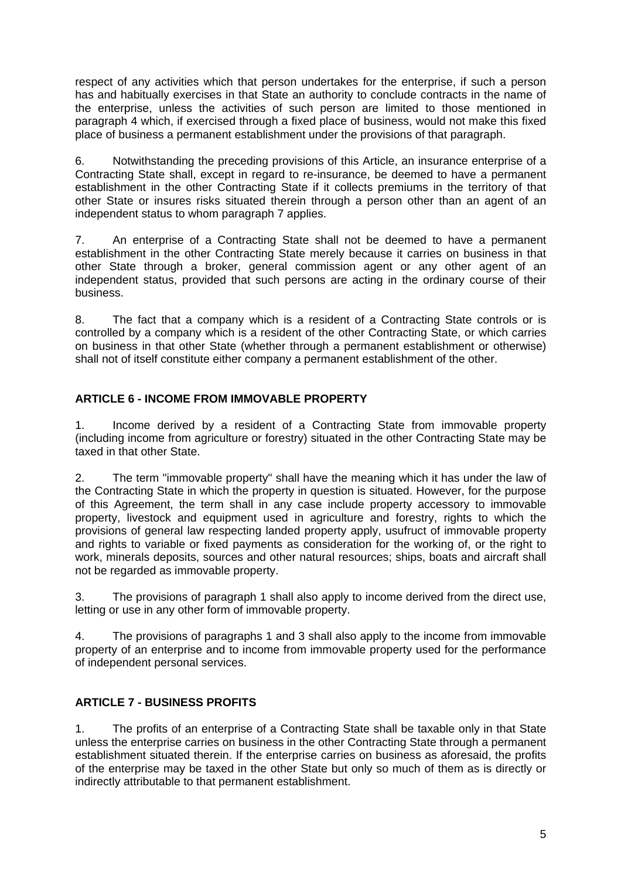respect of any activities which that person undertakes for the enterprise, if such a person has and habitually exercises in that State an authority to conclude contracts in the name of the enterprise, unless the activities of such person are limited to those mentioned in paragraph 4 which, if exercised through a fixed place of business, would not make this fixed place of business a permanent establishment under the provisions of that paragraph.

6. Notwithstanding the preceding provisions of this Article, an insurance enterprise of a Contracting State shall, except in regard to re-insurance, be deemed to have a permanent establishment in the other Contracting State if it collects premiums in the territory of that other State or insures risks situated therein through a person other than an agent of an independent status to whom paragraph 7 applies.

7. An enterprise of a Contracting State shall not be deemed to have a permanent establishment in the other Contracting State merely because it carries on business in that other State through a broker, general commission agent or any other agent of an independent status, provided that such persons are acting in the ordinary course of their business.

8. The fact that a company which is a resident of a Contracting State controls or is controlled by a company which is a resident of the other Contracting State, or which carries on business in that other State (whether through a permanent establishment or otherwise) shall not of itself constitute either company a permanent establishment of the other.

## ARTICLE 6 - INCOME FROM IMMOVABLE PROPERTY

1. Income derived by a resident of a Contracting State from immovable property (including income from agriculture or forestry) situated in the other Contracting State may be taxed in that other State.

2. The term "immovable property" shall have the meaning which it has under the law of the Contracting State in which the property in question is situated. However, for the purpose of this Agreement, the term shall in any case include property accessory to immovable property, livestock and equipment used in agriculture and forestry, rights to which the provisions of general law respecting landed property apply, usufruct of immovable property and rights to variable or fixed payments as consideration for the working of, or the right to work, minerals deposits, sources and other natural resources; ships, boats and aircraft shall not be regarded as immovable property.

3. The provisions of paragraph 1 shall also apply to income derived from the direct use, letting or use in any other form of immovable property.

4. The provisions of paragraphs 1 and 3 shall also apply to the income from immovable property of an enterprise and to income from immovable property used for the performance of independent personal services.

## ARTICLE 7 - BUSINESS PROFITS

1. The profits of an enterprise of a Contracting State shall be taxable only in that State unless the enterprise carries on business in the other Contracting State through a permanent establishment situated therein. If the enterprise carries on business as aforesaid, the profits of the enterprise may be taxed in the other State but only so much of them as is directly or indirectly attributable to that permanent establishment.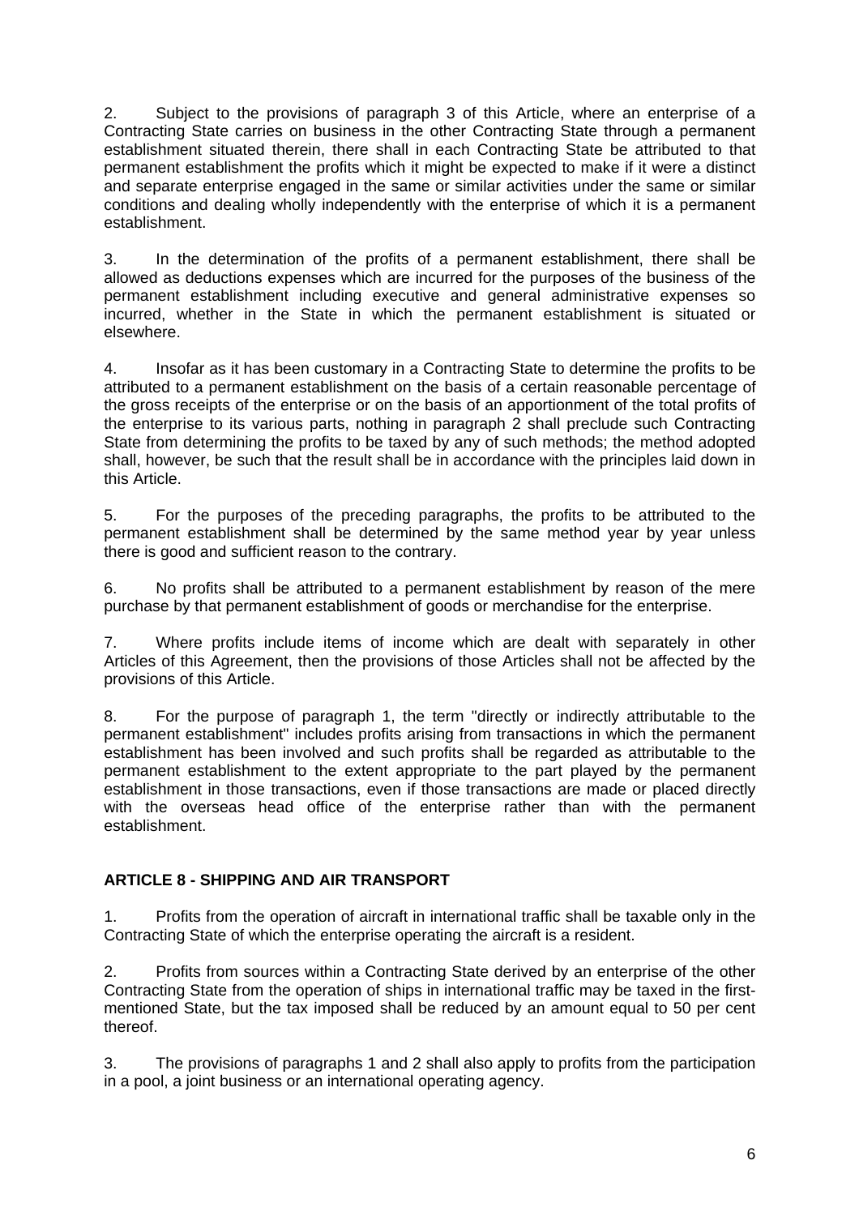2. Subject to the provisions of paragraph 3 of this Article, where an enterprise of a Contracting State carries on business in the other Contracting State through a permanent establishment situated therein, there shall in each Contracting State be attributed to that permanent establishment the profits which it might be expected to make if it were a distinct and separate enterprise engaged in the same or similar activities under the same or similar conditions and dealing wholly independently with the enterprise of which it is a permanent establishment.

3. In the determination of the profits of a permanent establishment, there shall be allowed as deductions expenses which are incurred for the purposes of the business of the permanent establishment including executive and general administrative expenses so incurred, whether in the State in which the permanent establishment is situated or elsewhere.

4. Insofar as it has been customary in a Contracting State to determine the profits to be attributed to a permanent establishment on the basis of a certain reasonable percentage of the gross receipts of the enterprise or on the basis of an apportionment of the total profits of the enterprise to its various parts, nothing in paragraph 2 shall preclude such Contracting State from determining the profits to be taxed by any of such methods; the method adopted shall, however, be such that the result shall be in accordance with the principles laid down in this Article.

5. For the purposes of the preceding paragraphs, the profits to be attributed to the permanent establishment shall be determined by the same method year by year unless there is good and sufficient reason to the contrary.

6. No profits shall be attributed to a permanent establishment by reason of the mere purchase by that permanent establishment of goods or merchandise for the enterprise.

7. Where profits include items of income which are dealt with separately in other Articles of this Agreement, then the provisions of those Articles shall not be affected by the provisions of this Article.

8. For the purpose of paragraph 1, the term "directly or indirectly attributable to the permanent establishment" includes profits arising from transactions in which the permanent establishment has been involved and such profits shall be regarded as attributable to the permanent establishment to the extent appropriate to the part played by the permanent establishment in those transactions, even if those transactions are made or placed directly with the overseas head office of the enterprise rather than with the permanent establishment.

## ARTICLE 8 - SHIPPING AND AIR TRANSPORT

1. Profits from the operation of aircraft in international traffic shall be taxable only in the Contracting State of which the enterprise operating the aircraft is a resident.

2. Profits from sources within a Contracting State derived by an enterprise of the other Contracting State from the operation of ships in international traffic may be taxed in the first-mentioned State, but the tax imposed shall be reduced by an amount equal to 50 per cent thereof.

3. The provisions of paragraphs 1 and 2 shall also apply to profits from the participation in a pool, a joint business or an international operating agency.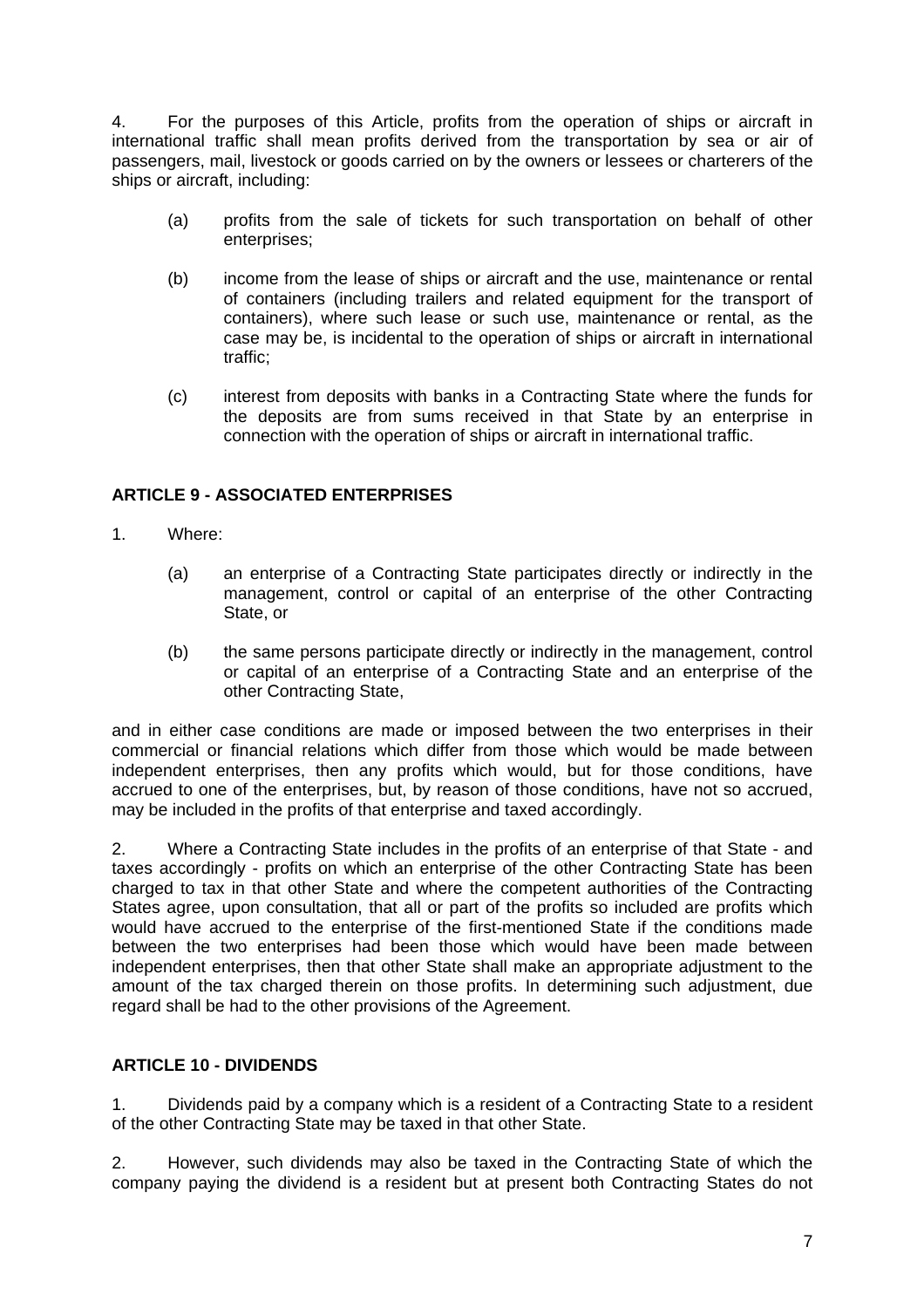4. For the purposes of this Article, profits from the operation of ships or aircraft in international traffic shall mean profits derived from the transportation by sea or air of passengers, mail, livestock or goods carried on by the owners or lessees or charterers of the ships or aircraft, including:

(a) profits from the sale of tickets for such transportation on behalf of other enterprises;

(b) income from the lease of ships or aircraft and the use, maintenance or rental of containers (including trailers and related equipment for the transport of containers), where such lease or such use, maintenance or rental, as the case may be, is incidental to the operation of ships or aircraft in international traffic;

(c) interest from deposits with banks in a Contracting State where the funds for the deposits are from sums received in that State by an enterprise in connection with the operation of ships or aircraft in international traffic.

## ARTICLE 9 - ASSOCIATED ENTERPRISES

1. Where:

(a) an enterprise of a Contracting State participates directly or indirectly in the management, control or capital of an enterprise of the other Contracting State, or

(b) the same persons participate directly or indirectly in the management, control or capital of an enterprise of a Contracting State and an enterprise of the other Contracting State,

and in either case conditions are made or imposed between the two enterprises in their commercial or financial relations which differ from those which would be made between independent enterprises, then any profits which would, but for those conditions, have accrued to one of the enterprises, but, by reason of those conditions, have not so accrued, may be included in the profits of that enterprise and taxed accordingly.

2. Where a Contracting State includes in the profits of an enterprise of that State - and taxes accordingly - profits on which an enterprise of the other Contracting State has been charged to tax in that other State and where the competent authorities of the Contracting States agree, upon consultation, that all or part of the profits so included are profits which would have accrued to the enterprise of the first-mentioned State if the conditions made between the two enterprises had been those which would have been made between independent enterprises, then that other State shall make an appropriate adjustment to the amount of the tax charged therein on those profits. In determining such adjustment, due regard shall be had to the other provisions of the Agreement.

## ARTICLE 10 - DIVIDENDS

1. Dividends paid by a company which is a resident of a Contracting State to a resident of the other Contracting State may be taxed in that other State.

2. However, such dividends may also be taxed in the Contracting State of which the company paying the dividend is a resident but at present both Contracting States do not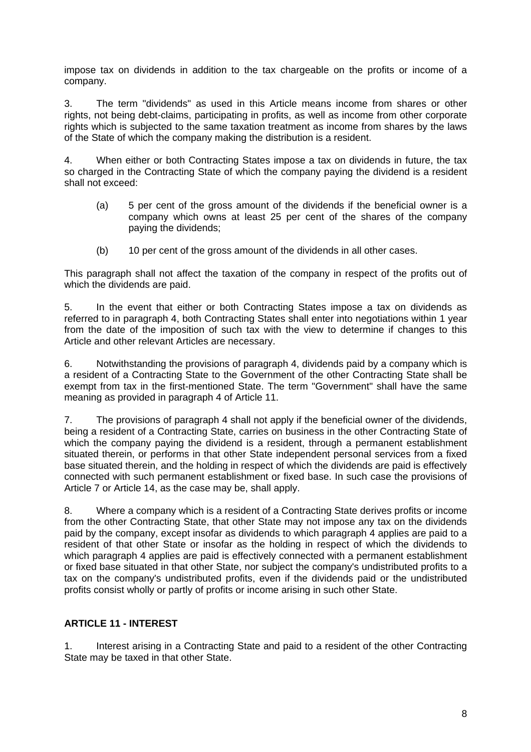impose tax on dividends in addition to the tax chargeable on the profits or income of a company.

3. The term "dividends" as used in this Article means income from shares or other rights, not being debt-claims, participating in profits, as well as income from other corporate rights which is subjected to the same taxation treatment as income from shares by the laws of the State of which the company making the distribution is a resident.

4. When either or both Contracting States impose a tax on dividends in future, the tax so charged in the Contracting State of which the company paying the dividend is a resident shall not exceed:

(a) 5 per cent of the gross amount of the dividends if the beneficial owner is a company which owns at least 25 per cent of the shares of the company paying the dividends;

(b) 10 per cent of the gross amount of the dividends in all other cases.

This paragraph shall not affect the taxation of the company in respect of the profits out of which the dividends are paid.

5. In the event that either or both Contracting States impose a tax on dividends as referred to in paragraph 4, both Contracting States shall enter into negotiations within 1 year from the date of the imposition of such tax with the view to determine if changes to this Article and other relevant Articles are necessary.

6. Notwithstanding the provisions of paragraph 4, dividends paid by a company which is a resident of a Contracting State to the Government of the other Contracting State shall be exempt from tax in the first-mentioned State. The term "Government" shall have the same meaning as provided in paragraph 4 of Article 11.

7. The provisions of paragraph 4 shall not apply if the beneficial owner of the dividends, being a resident of a Contracting State, carries on business in the other Contracting State of which the company paying the dividend is a resident, through a permanent establishment situated therein, or performs in that other State independent personal services from a fixed base situated therein, and the holding in respect of which the dividends are paid is effectively connected with such permanent establishment or fixed base. In such case the provisions of Article 7 or Article 14, as the case may be, shall apply.

8. Where a company which is a resident of a Contracting State derives profits or income from the other Contracting State, that other State may not impose any tax on the dividends paid by the company, except insofar as dividends to which paragraph 4 applies are paid to a resident of that other State or insofar as the holding in respect of which the dividends to which paragraph 4 applies are paid is effectively connected with a permanent establishment or fixed base situated in that other State, nor subject the company's undistributed profits to a tax on the company's undistributed profits, even if the dividends paid or the undistributed profits consist wholly or partly of profits or income arising in such other State.

## ARTICLE 11 - INTEREST

1. Interest arising in a Contracting State and paid to a resident of the other Contracting State may be taxed in that other State.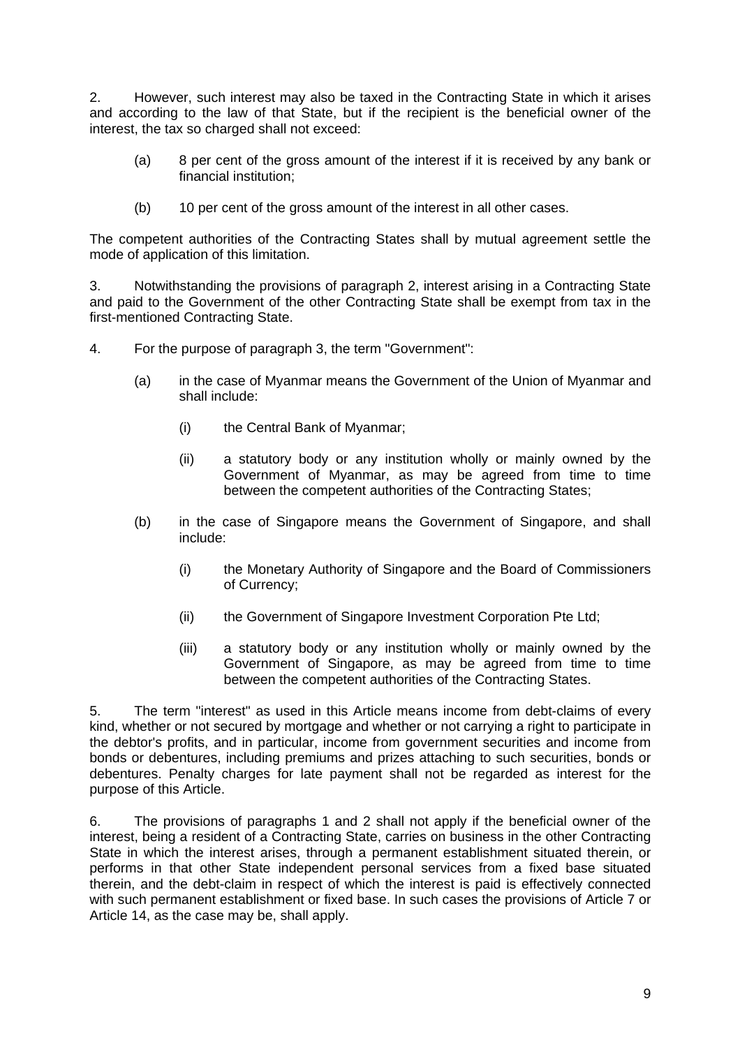2. However, such interest may also be taxed in the Contracting State in which it arises and according to the law of that State, but if the recipient is the beneficial owner of the interest, the tax so charged shall not exceed:

(a) 8 per cent of the gross amount of the interest if it is received by any bank or financial institution;

(b) 10 per cent of the gross amount of the interest in all other cases.

The competent authorities of the Contracting States shall by mutual agreement settle the mode of application of this limitation.

3. Notwithstanding the provisions of paragraph 2, interest arising in a Contracting State and paid to the Government of the other Contracting State shall be exempt from tax in the first-mentioned Contracting State.

4. For the purpose of paragraph 3, the term "Government":

(a) in the case of Myanmar means the Government of the Union of Myanmar and shall include:

 (i) the Central Bank of Myanmar;

 (ii) a statutory body or any institution wholly or mainly owned by the Government of Myanmar, as may be agreed from time to time between the competent authorities of the Contracting States;

(b) in the case of Singapore means the Government of Singapore, and shall include:

 (i) the Monetary Authority of Singapore and the Board of Commissioners of Currency;

 (ii) the Government of Singapore Investment Corporation Pte Ltd;

 (iii) a statutory body or any institution wholly or mainly owned by the Government of Singapore, as may be agreed from time to time between the competent authorities of the Contracting States.

5. The term "interest" as used in this Article means income from debt-claims of every kind, whether or not secured by mortgage and whether or not carrying a right to participate in the debtor's profits, and in particular, income from government securities and income from bonds or debentures, including premiums and prizes attaching to such securities, bonds or debentures. Penalty charges for late payment shall not be regarded as interest for the purpose of this Article.

6. The provisions of paragraphs 1 and 2 shall not apply if the beneficial owner of the interest, being a resident of a Contracting State, carries on business in the other Contracting State in which the interest arises, through a permanent establishment situated therein, or performs in that other State independent personal services from a fixed base situated therein, and the debt-claim in respect of which the interest is paid is effectively connected with such permanent establishment or fixed base. In such cases the provisions of Article 7 or Article 14, as the case may be, shall apply.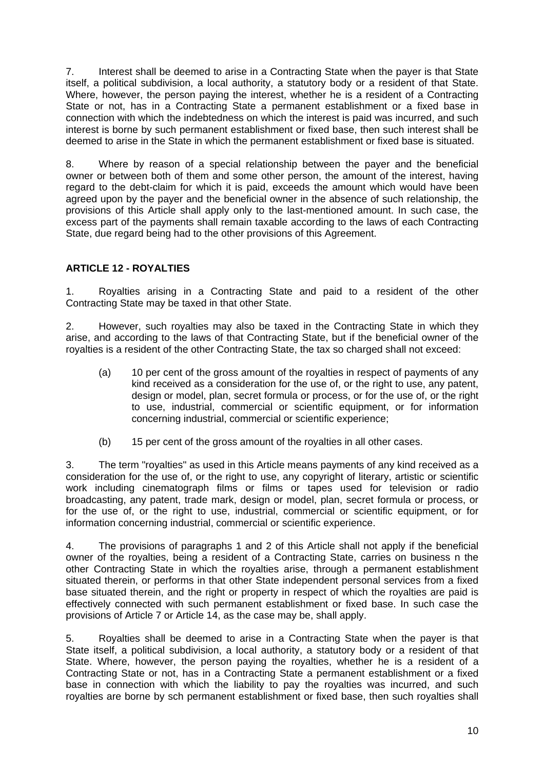7. Interest shall be deemed to arise in a Contracting State when the payer is that State itself, a political subdivision, a local authority, a statutory body or a resident of that State. Where, however, the person paying the interest, whether he is a resident of a Contracting State or not, has in a Contracting State a permanent establishment or a fixed base in connection with which the indebtedness on which the interest is paid was incurred, and such interest is borne by such permanent establishment or fixed base, then such interest shall be deemed to arise in the State in which the permanent establishment or fixed base is situated.

8. Where by reason of a special relationship between the payer and the beneficial owner or between both of them and some other person, the amount of the interest, having regard to the debt-claim for which it is paid, exceeds the amount which would have been agreed upon by the payer and the beneficial owner in the absence of such relationship, the provisions of this Article shall apply only to the last-mentioned amount. In such case, the excess part of the payments shall remain taxable according to the laws of each Contracting State, due regard being had to the other provisions of this Agreement.

## ARTICLE 12 - ROYALTIES

1. Royalties arising in a Contracting State and paid to a resident of the other Contracting State may be taxed in that other State.

2. However, such royalties may also be taxed in the Contracting State in which they arise, and according to the laws of that Contracting State, but if the beneficial owner of the royalties is a resident of the other Contracting State, the tax so charged shall not exceed:

   (a) 10 per cent of the gross amount of the royalties in respect of payments of any kind received as a consideration for the use of, or the right to use, any patent, design or model, plan, secret formula or process, or for the use of, or the right to use, industrial, commercial or scientific equipment, or for information concerning industrial, commercial or scientific experience;

   (b) 15 per cent of the gross amount of the royalties in all other cases.

3. The term "royalties" as used in this Article means payments of any kind received as a consideration for the use of, or the right to use, any copyright of literary, artistic or scientific work including cinematograph films or films or tapes used for television or radio broadcasting, any patent, trade mark, design or model, plan, secret formula or process, or for the use of, or the right to use, industrial, commercial or scientific equipment, or for information concerning industrial, commercial or scientific experience.

4. The provisions of paragraphs 1 and 2 of this Article shall not apply if the beneficial owner of the royalties, being a resident of a Contracting State, carries on business n the other Contracting State in which the royalties arise, through a permanent establishment situated therein, or performs in that other State independent personal services from a fixed base situated therein, and the right or property in respect of which the royalties are paid is effectively connected with such permanent establishment or fixed base. In such case the provisions of Article 7 or Article 14, as the case may be, shall apply.

5. Royalties shall be deemed to arise in a Contracting State when the payer is that State itself, a political subdivision, a local authority, a statutory body or a resident of that State. Where, however, the person paying the royalties, whether he is a resident of a Contracting State or not, has in a Contracting State a permanent establishment or a fixed base in connection with which the liability to pay the royalties was incurred, and such royalties are borne by sch permanent establishment or fixed base, then such royalties shall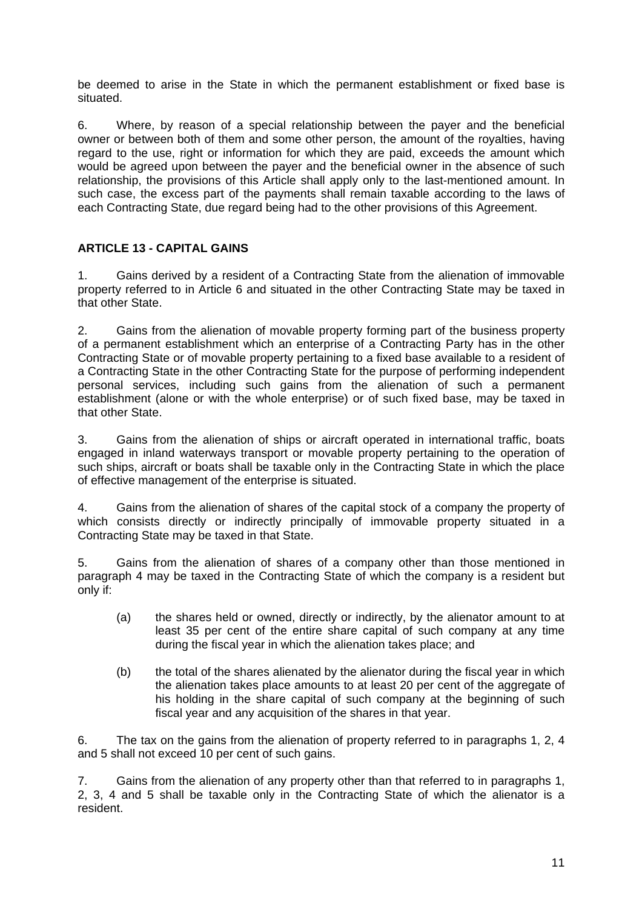be deemed to arise in the State in which the permanent establishment or fixed base is situated.

6. Where, by reason of a special relationship between the payer and the beneficial owner or between both of them and some other person, the amount of the royalties, having regard to the use, right or information for which they are paid, exceeds the amount which would be agreed upon between the payer and the beneficial owner in the absence of such relationship, the provisions of this Article shall apply only to the last-mentioned amount. In such case, the excess part of the payments shall remain taxable according to the laws of each Contracting State, due regard being had to the other provisions of this Agreement.

## ARTICLE 13 - CAPITAL GAINS

1. Gains derived by a resident of a Contracting State from the alienation of immovable property referred to in Article 6 and situated in the other Contracting State may be taxed in that other State.

2. Gains from the alienation of movable property forming part of the business property of a permanent establishment which an enterprise of a Contracting Party has in the other Contracting State or of movable property pertaining to a fixed base available to a resident of a Contracting State in the other Contracting State for the purpose of performing independent personal services, including such gains from the alienation of such a permanent establishment (alone or with the whole enterprise) or of such fixed base, may be taxed in that other State.

3. Gains from the alienation of ships or aircraft operated in international traffic, boats engaged in inland waterways transport or movable property pertaining to the operation of such ships, aircraft or boats shall be taxable only in the Contracting State in which the place of effective management of the enterprise is situated.

4. Gains from the alienation of shares of the capital stock of a company the property of which consists directly or indirectly principally of immovable property situated in a Contracting State may be taxed in that State.

5. Gains from the alienation of shares of a company other than those mentioned in paragraph 4 may be taxed in the Contracting State of which the company is a resident but only if:

(a) the shares held or owned, directly or indirectly, by the alienator amount to at least 35 per cent of the entire share capital of such company at any time during the fiscal year in which the alienation takes place; and

(b) the total of the shares alienated by the alienator during the fiscal year in which the alienation takes place amounts to at least 20 per cent of the aggregate of his holding in the share capital of such company at the beginning of such fiscal year and any acquisition of the shares in that year.

6. The tax on the gains from the alienation of property referred to in paragraphs 1, 2, 4 and 5 shall not exceed 10 per cent of such gains.

7. Gains from the alienation of any property other than that referred to in paragraphs 1, 2, 3, 4 and 5 shall be taxable only in the Contracting State of which the alienator is a resident.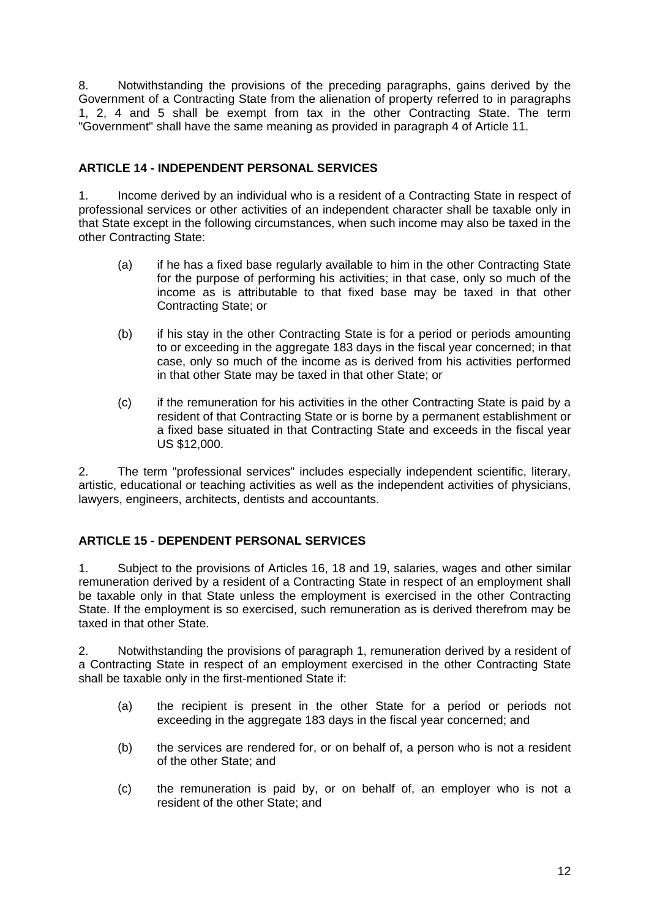8. Notwithstanding the provisions of the preceding paragraphs, gains derived by the Government of a Contracting State from the alienation of property referred to in paragraphs 1, 2, 4 and 5 shall be exempt from tax in the other Contracting State. The term "Government" shall have the same meaning as provided in paragraph 4 of Article 11.

## ARTICLE 14 - INDEPENDENT PERSONAL SERVICES

1. Income derived by an individual who is a resident of a Contracting State in respect of professional services or other activities of an independent character shall be taxable only in that State except in the following circumstances, when such income may also be taxed in the other Contracting State:

(a) if he has a fixed base regularly available to him in the other Contracting State for the purpose of performing his activities; in that case, only so much of the income as is attributable to that fixed base may be taxed in that other Contracting State; or

(b) if his stay in the other Contracting State is for a period or periods amounting to or exceeding in the aggregate 183 days in the fiscal year concerned; in that case, only so much of the income as is derived from his activities performed in that other State may be taxed in that other State; or

(c) if the remuneration for his activities in the other Contracting State is paid by a resident of that Contracting State or is borne by a permanent establishment or a fixed base situated in that Contracting State and exceeds in the fiscal year US $12,000.

2. The term "professional services" includes especially independent scientific, literary, artistic, educational or teaching activities as well as the independent activities of physicians, lawyers, engineers, architects, dentists and accountants.

## ARTICLE 15 - DEPENDENT PERSONAL SERVICES

1. Subject to the provisions of Articles 16, 18 and 19, salaries, wages and other similar remuneration derived by a resident of a Contracting State in respect of an employment shall be taxable only in that State unless the employment is exercised in the other Contracting State. If the employment is so exercised, such remuneration as is derived therefrom may be taxed in that other State.

2. Notwithstanding the provisions of paragraph 1, remuneration derived by a resident of a Contracting State in respect of an employment exercised in the other Contracting State shall be taxable only in the first-mentioned State if:

(a) the recipient is present in the other State for a period or periods not exceeding in the aggregate 183 days in the fiscal year concerned; and

(b) the services are rendered for, or on behalf of, a person who is not a resident of the other State; and

(c) the remuneration is paid by, or on behalf of, an employer who is not a resident of the other State; and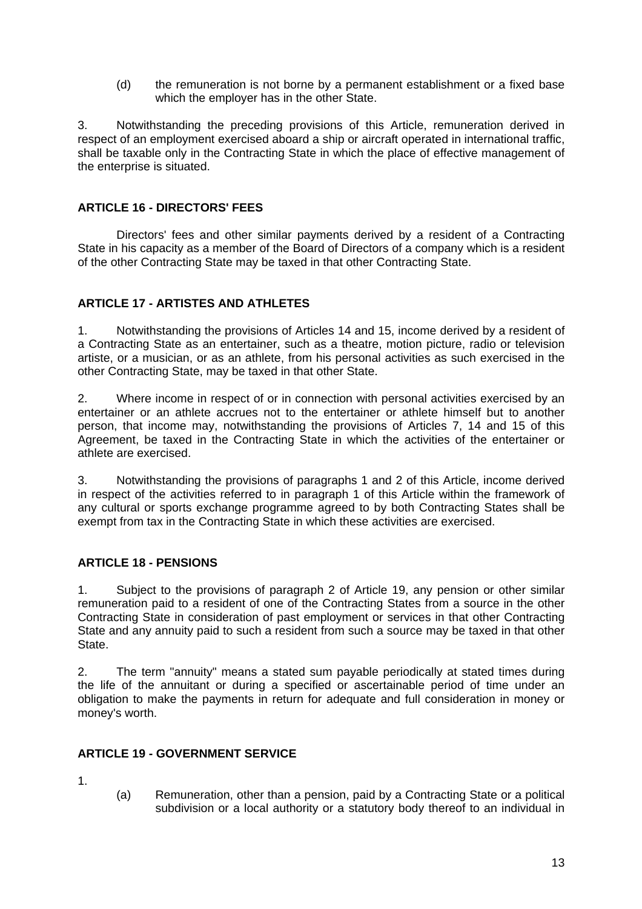(d) the remuneration is not borne by a permanent establishment or a fixed base which the employer has in the other State.

3. Notwithstanding the preceding provisions of this Article, remuneration derived in respect of an employment exercised aboard a ship or aircraft operated in international traffic, shall be taxable only in the Contracting State in which the place of effective management of the enterprise is situated.

## ARTICLE 16 - DIRECTORS' FEES

Directors' fees and other similar payments derived by a resident of a Contracting State in his capacity as a member of the Board of Directors of a company which is a resident of the other Contracting State may be taxed in that other Contracting State.

## ARTICLE 17 - ARTISTES AND ATHLETES

1. Notwithstanding the provisions of Articles 14 and 15, income derived by a resident of a Contracting State as an entertainer, such as a theatre, motion picture, radio or television artiste, or a musician, or as an athlete, from his personal activities as such exercised in the other Contracting State, may be taxed in that other State.

2. Where income in respect of or in connection with personal activities exercised by an entertainer or an athlete accrues not to the entertainer or athlete himself but to another person, that income may, notwithstanding the provisions of Articles 7, 14 and 15 of this Agreement, be taxed in the Contracting State in which the activities of the entertainer or athlete are exercised.

3. Notwithstanding the provisions of paragraphs 1 and 2 of this Article, income derived in respect of the activities referred to in paragraph 1 of this Article within the framework of any cultural or sports exchange programme agreed to by both Contracting States shall be exempt from tax in the Contracting State in which these activities are exercised.

## ARTICLE 18 - PENSIONS

1. Subject to the provisions of paragraph 2 of Article 19, any pension or other similar remuneration paid to a resident of one of the Contracting States from a source in the other Contracting State in consideration of past employment or services in that other Contracting State and any annuity paid to such a resident from such a source may be taxed in that other State.

2. The term "annuity" means a stated sum payable periodically at stated times during the life of the annuitant or during a specified or ascertainable period of time under an obligation to make the payments in return for adequate and full consideration in money or money's worth.

## ARTICLE 19 - GOVERNMENT SERVICE

1.

(a) Remuneration, other than a pension, paid by a Contracting State or a political subdivision or a local authority or a statutory body thereof to an individual in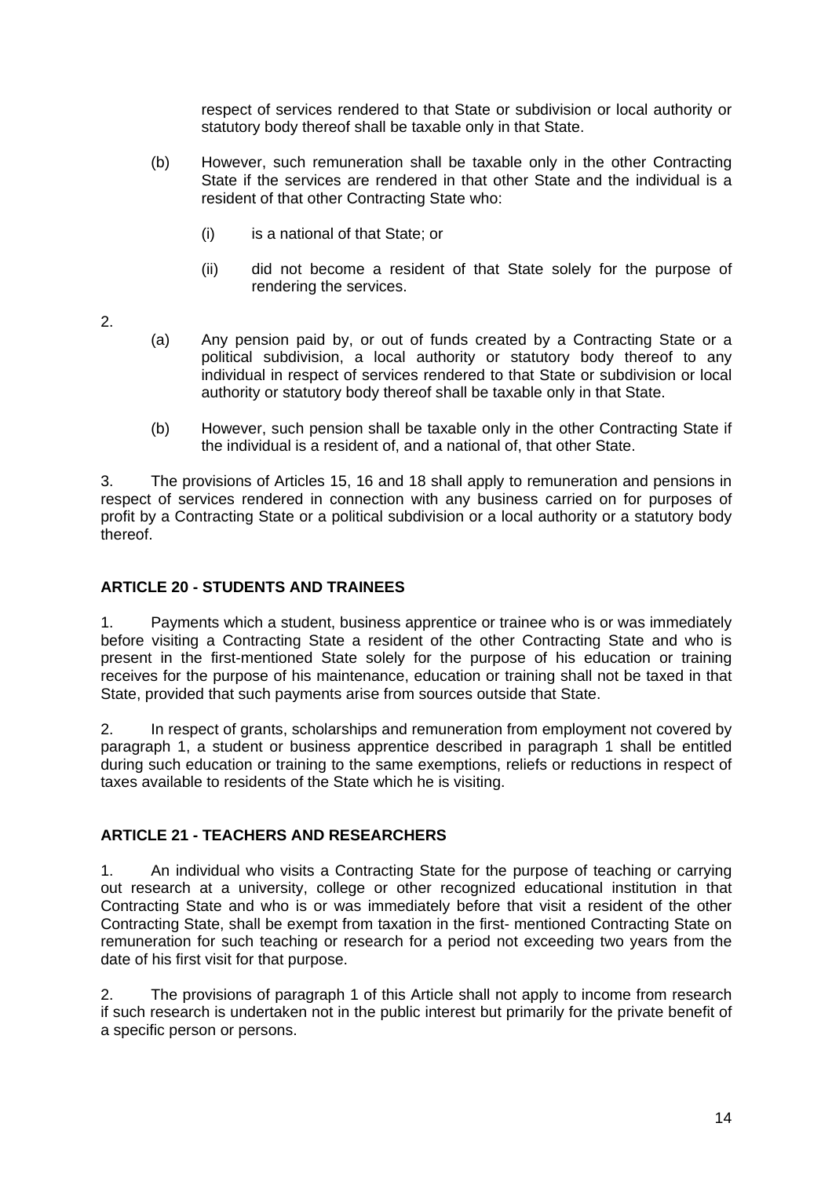respect of services rendered to that State or subdivision or local authority or statutory body thereof shall be taxable only in that State.

(b) However, such remuneration shall be taxable only in the other Contracting State if the services are rendered in that other State and the individual is a resident of that other Contracting State who:

(i) is a national of that State; or

(ii) did not become a resident of that State solely for the purpose of rendering the services.

2.

(a) Any pension paid by, or out of funds created by a Contracting State or a political subdivision, a local authority or statutory body thereof to any individual in respect of services rendered to that State or subdivision or local authority or statutory body thereof shall be taxable only in that State.

(b) However, such pension shall be taxable only in the other Contracting State if the individual is a resident of, and a national of, that other State.

3. The provisions of Articles 15, 16 and 18 shall apply to remuneration and pensions in respect of services rendered in connection with any business carried on for purposes of profit by a Contracting State or a political subdivision or a local authority or a statutory body thereof.

**ARTICLE 20 - STUDENTS AND TRAINEES**

1. Payments which a student, business apprentice or trainee who is or was immediately before visiting a Contracting State a resident of the other Contracting State and who is present in the first-mentioned State solely for the purpose of his education or training receives for the purpose of his maintenance, education or training shall not be taxed in that State, provided that such payments arise from sources outside that State.

2. In respect of grants, scholarships and remuneration from employment not covered by paragraph 1, a student or business apprentice described in paragraph 1 shall be entitled during such education or training to the same exemptions, reliefs or reductions in respect of taxes available to residents of the State which he is visiting.

**ARTICLE 21 - TEACHERS AND RESEARCHERS**

1. An individual who visits a Contracting State for the purpose of teaching or carrying out research at a university, college or other recognized educational institution in that Contracting State and who is or was immediately before that visit a resident of the other Contracting State, shall be exempt from taxation in the first- mentioned Contracting State on remuneration for such teaching or research for a period not exceeding two years from the date of his first visit for that purpose.

2. The provisions of paragraph 1 of this Article shall not apply to income from research if such research is undertaken not in the public interest but primarily for the private benefit of a specific person or persons.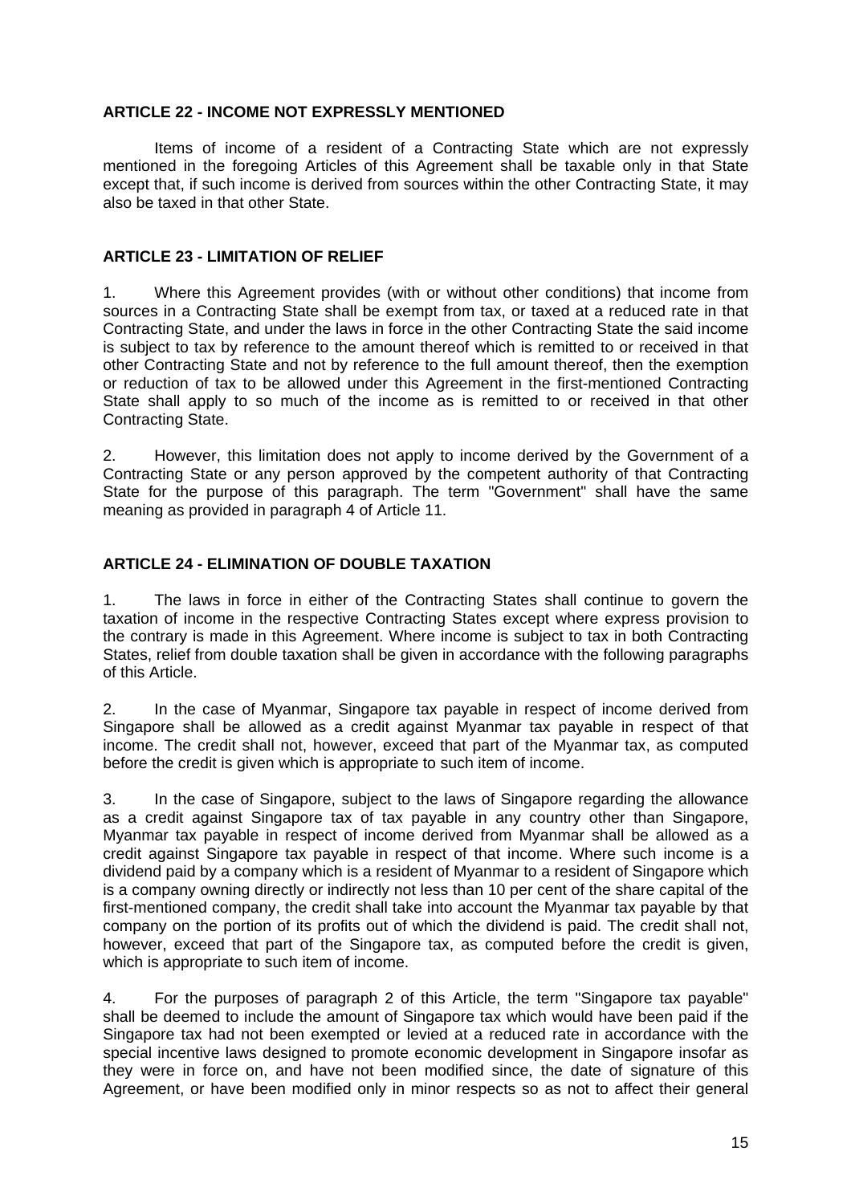**ARTICLE 22 - INCOME NOT EXPRESSLY MENTIONED**

Items of income of a resident of a Contracting State which are not expressly mentioned in the foregoing Articles of this Agreement shall be taxable only in that State except that, if such income is derived from sources within the other Contracting State, it may also be taxed in that other State.

**ARTICLE 23 - LIMITATION OF RELIEF**

1. Where this Agreement provides (with or without other conditions) that income from sources in a Contracting State shall be exempt from tax, or taxed at a reduced rate in that Contracting State, and under the laws in force in the other Contracting State the said income is subject to tax by reference to the amount thereof which is remitted to or received in that other Contracting State and not by reference to the full amount thereof, then the exemption or reduction of tax to be allowed under this Agreement in the first-mentioned Contracting State shall apply to so much of the income as is remitted to or received in that other Contracting State.

2. However, this limitation does not apply to income derived by the Government of a Contracting State or any person approved by the competent authority of that Contracting State for the purpose of this paragraph. The term "Government" shall have the same meaning as provided in paragraph 4 of Article 11.

**ARTICLE 24 - ELIMINATION OF DOUBLE TAXATION**

1. The laws in force in either of the Contracting States shall continue to govern the taxation of income in the respective Contracting States except where express provision to the contrary is made in this Agreement. Where income is subject to tax in both Contracting States, relief from double taxation shall be given in accordance with the following paragraphs of this Article.

2. In the case of Myanmar, Singapore tax payable in respect of income derived from Singapore shall be allowed as a credit against Myanmar tax payable in respect of that income. The credit shall not, however, exceed that part of the Myanmar tax, as computed before the credit is given which is appropriate to such item of income.

3. In the case of Singapore, subject to the laws of Singapore regarding the allowance as a credit against Singapore tax of tax payable in any country other than Singapore, Myanmar tax payable in respect of income derived from Myanmar shall be allowed as a credit against Singapore tax payable in respect of that income. Where such income is a dividend paid by a company which is a resident of Myanmar to a resident of Singapore which is a company owning directly or indirectly not less than 10 per cent of the share capital of the first-mentioned company, the credit shall take into account the Myanmar tax payable by that company on the portion of its profits out of which the dividend is paid. The credit shall not, however, exceed that part of the Singapore tax, as computed before the credit is given, which is appropriate to such item of income.

4. For the purposes of paragraph 2 of this Article, the term "Singapore tax payable" shall be deemed to include the amount of Singapore tax which would have been paid if the Singapore tax had not been exempted or levied at a reduced rate in accordance with the special incentive laws designed to promote economic development in Singapore insofar as they were in force on, and have not been modified since, the date of signature of this Agreement, or have been modified only in minor respects so as not to affect their general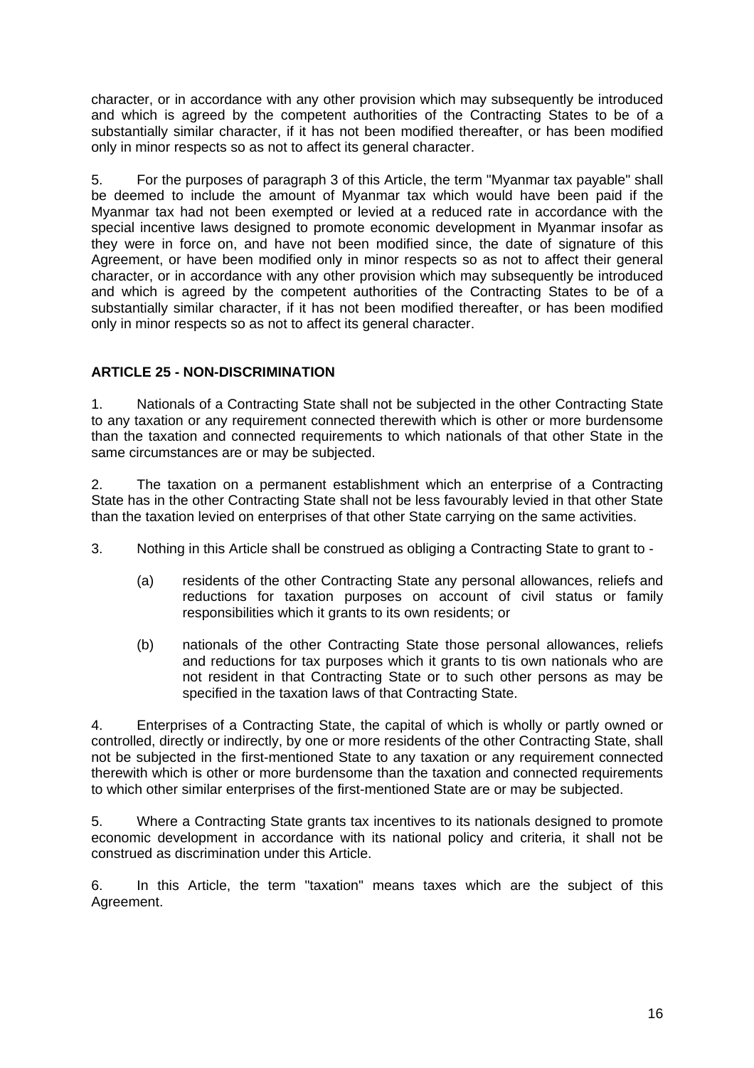character, or in accordance with any other provision which may subsequently be introduced and which is agreed by the competent authorities of the Contracting States to be of a substantially similar character, if it has not been modified thereafter, or has been modified only in minor respects so as not to affect its general character.

5. For the purposes of paragraph 3 of this Article, the term "Myanmar tax payable" shall be deemed to include the amount of Myanmar tax which would have been paid if the Myanmar tax had not been exempted or levied at a reduced rate in accordance with the special incentive laws designed to promote economic development in Myanmar insofar as they were in force on, and have not been modified since, the date of signature of this Agreement, or have been modified only in minor respects so as not to affect their general character, or in accordance with any other provision which may subsequently be introduced and which is agreed by the competent authorities of the Contracting States to be of a substantially similar character, if it has not been modified thereafter, or has been modified only in minor respects so as not to affect its general character.

## ARTICLE 25 - NON-DISCRIMINATION

1. Nationals of a Contracting State shall not be subjected in the other Contracting State to any taxation or any requirement connected therewith which is other or more burdensome than the taxation and connected requirements to which nationals of that other State in the same circumstances are or may be subjected.

2. The taxation on a permanent establishment which an enterprise of a Contracting State has in the other Contracting State shall not be less favourably levied in that other State than the taxation levied on enterprises of that other State carrying on the same activities.

3. Nothing in this Article shall be construed as obliging a Contracting State to grant to -

   (a) residents of the other Contracting State any personal allowances, reliefs and reductions for taxation purposes on account of civil status or family responsibilities which it grants to its own residents; or

   (b) nationals of the other Contracting State those personal allowances, reliefs and reductions for tax purposes which it grants to tis own nationals who are not resident in that Contracting State or to such other persons as may be specified in the taxation laws of that Contracting State.

4. Enterprises of a Contracting State, the capital of which is wholly or partly owned or controlled, directly or indirectly, by one or more residents of the other Contracting State, shall not be subjected in the first-mentioned State to any taxation or any requirement connected therewith which is other or more burdensome than the taxation and connected requirements to which other similar enterprises of the first-mentioned State are or may be subjected.

5. Where a Contracting State grants tax incentives to its nationals designed to promote economic development in accordance with its national policy and criteria, it shall not be construed as discrimination under this Article.

6. In this Article, the term "taxation" means taxes which are the subject of this Agreement.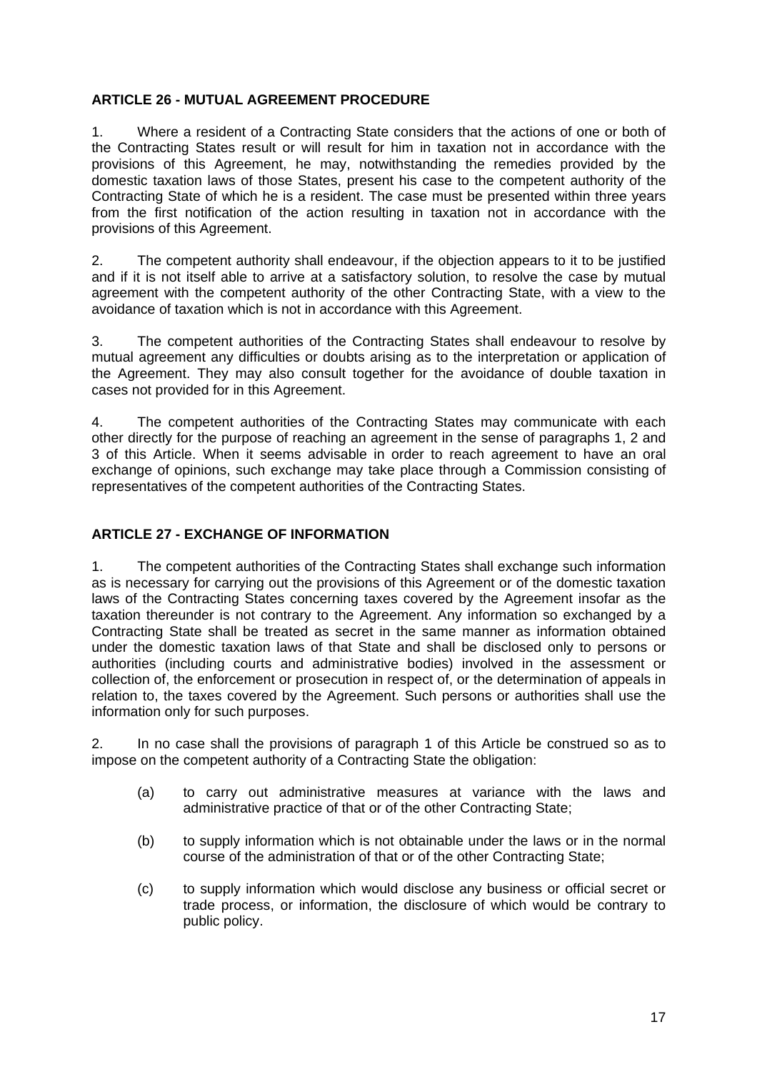**ARTICLE 26 - MUTUAL AGREEMENT PROCEDURE**

1. Where a resident of a Contracting State considers that the actions of one or both of the Contracting States result or will result for him in taxation not in accordance with the provisions of this Agreement, he may, notwithstanding the remedies provided by the domestic taxation laws of those States, present his case to the competent authority of the Contracting State of which he is a resident. The case must be presented within three years from the first notification of the action resulting in taxation not in accordance with the provisions of this Agreement.

2. The competent authority shall endeavour, if the objection appears to it to be justified and if it is not itself able to arrive at a satisfactory solution, to resolve the case by mutual agreement with the competent authority of the other Contracting State, with a view to the avoidance of taxation which is not in accordance with this Agreement.

3. The competent authorities of the Contracting States shall endeavour to resolve by mutual agreement any difficulties or doubts arising as to the interpretation or application of the Agreement. They may also consult together for the avoidance of double taxation in cases not provided for in this Agreement.

4. The competent authorities of the Contracting States may communicate with each other directly for the purpose of reaching an agreement in the sense of paragraphs 1, 2 and 3 of this Article. When it seems advisable in order to reach agreement to have an oral exchange of opinions, such exchange may take place through a Commission consisting of representatives of the competent authorities of the Contracting States.

**ARTICLE 27 - EXCHANGE OF INFORMATION**

1. The competent authorities of the Contracting States shall exchange such information as is necessary for carrying out the provisions of this Agreement or of the domestic taxation laws of the Contracting States concerning taxes covered by the Agreement insofar as the taxation thereunder is not contrary to the Agreement. Any information so exchanged by a Contracting State shall be treated as secret in the same manner as information obtained under the domestic taxation laws of that State and shall be disclosed only to persons or authorities (including courts and administrative bodies) involved in the assessment or collection of, the enforcement or prosecution in respect of, or the determination of appeals in relation to, the taxes covered by the Agreement. Such persons or authorities shall use the information only for such purposes.

2. In no case shall the provisions of paragraph 1 of this Article be construed so as to impose on the competent authority of a Contracting State the obligation:

(a) to carry out administrative measures at variance with the laws and administrative practice of that or of the other Contracting State;

(b) to supply information which is not obtainable under the laws or in the normal course of the administration of that or of the other Contracting State;

(c) to supply information which would disclose any business or official secret or trade process, or information, the disclosure of which would be contrary to public policy.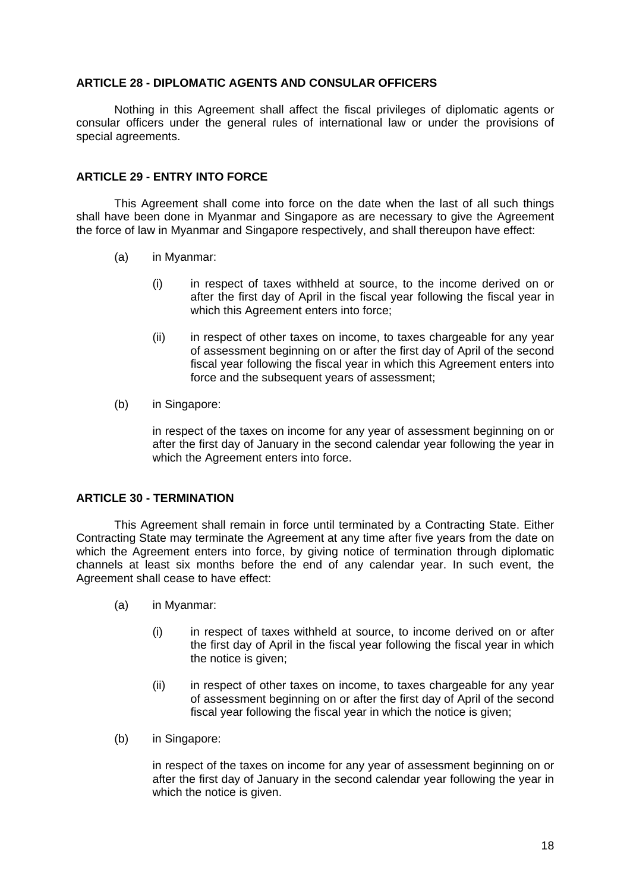**ARTICLE 28 - DIPLOMATIC AGENTS AND CONSULAR OFFICERS**

Nothing in this Agreement shall affect the fiscal privileges of diplomatic agents or consular officers under the general rules of international law or under the provisions of special agreements.

**ARTICLE 29 - ENTRY INTO FORCE**

This Agreement shall come into force on the date when the last of all such things shall have been done in Myanmar and Singapore as are necessary to give the Agreement the force of law in Myanmar and Singapore respectively, and shall thereupon have effect:

(a) in Myanmar:

(i) in respect of taxes withheld at source, to the income derived on or after the first day of April in the fiscal year following the fiscal year in which this Agreement enters into force;

(ii) in respect of other taxes on income, to taxes chargeable for any year of assessment beginning on or after the first day of April of the second fiscal year following the fiscal year in which this Agreement enters into force and the subsequent years of assessment;

(b) in Singapore:

in respect of the taxes on income for any year of assessment beginning on or after the first day of January in the second calendar year following the year in which the Agreement enters into force.

**ARTICLE 30 - TERMINATION**

This Agreement shall remain in force until terminated by a Contracting State. Either Contracting State may terminate the Agreement at any time after five years from the date on which the Agreement enters into force, by giving notice of termination through diplomatic channels at least six months before the end of any calendar year. In such event, the Agreement shall cease to have effect:

(a) in Myanmar:

(i) in respect of taxes withheld at source, to income derived on or after the first day of April in the fiscal year following the fiscal year in which the notice is given;

(ii) in respect of other taxes on income, to taxes chargeable for any year of assessment beginning on or after the first day of April of the second fiscal year following the fiscal year in which the notice is given;

(b) in Singapore:

in respect of the taxes on income for any year of assessment beginning on or after the first day of January in the second calendar year following the year in which the notice is given.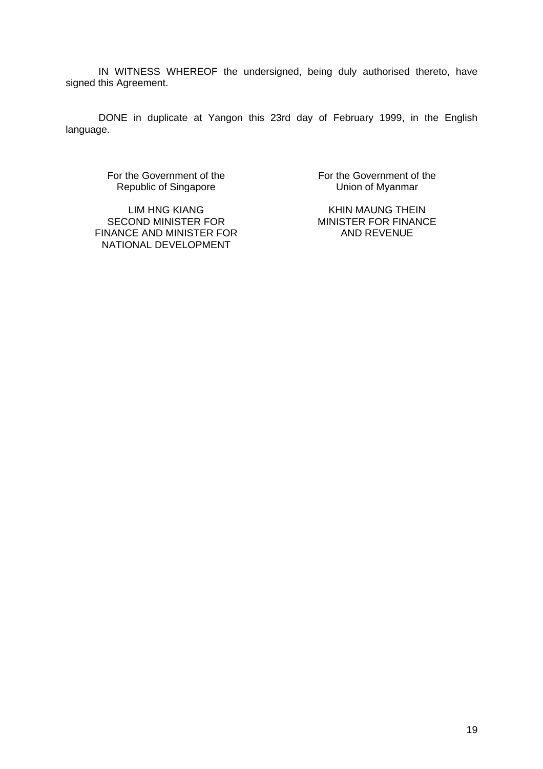IN WITNESS WHEREOF the undersigned, being duly authorised thereto, have signed this Agreement.

DONE in duplicate at Yangon this 23rd day of February 1999, in the English language.

| | |
|---|---|
| For the Government of the Republic of Singapore | For the Government of the Union of Myanmar |
| LIM HNG KIANG<br>SECOND MINISTER FOR FINANCE AND MINISTER FOR NATIONAL DEVELOPMENT | KHIN MAUNG THEIN<br>MINISTER FOR FINANCE AND REVENUE |